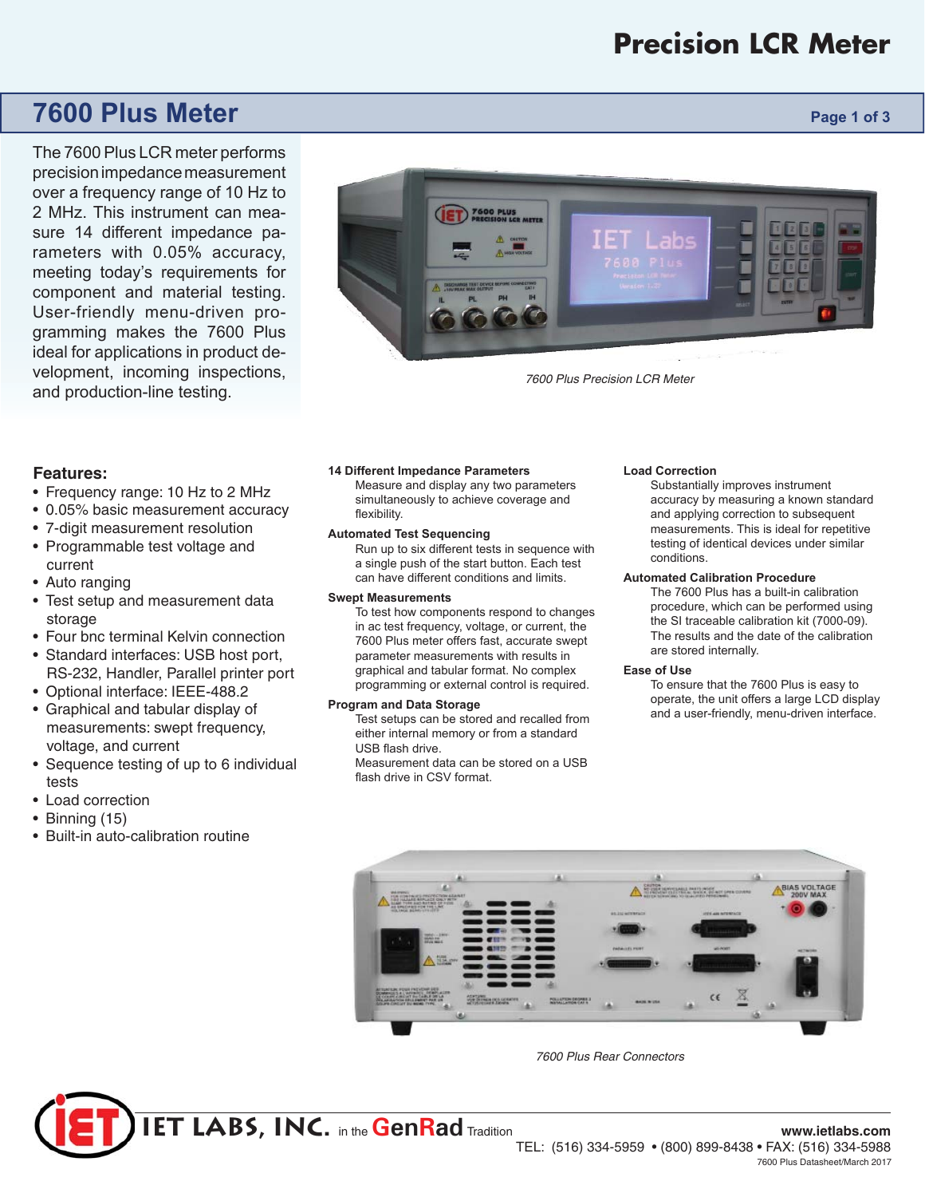# Precision LCR Meter

## 7600 Plus Meter

The 7600 Plus LCR meter performs precision impedance measurement over a frequency range of 10 Hz to 2 MHz. This instrument can measure 14 different impedance parameters with 0.05% accuracy, meeting today's requirements for component and material testing. User-friendly menu-driven programming makes the 7600 Plus ideal for applications in product development, incoming inspections, and production-line testing.

*7600 Plus Precision LCR Meter*

### Features:

- Frequency range: 10 Hz to 2 MHz
- 0.05% basic measurement accuracy
- 7-digit measurement resolution
- Programmable test voltage and current
- Auto ranging
- Test setup and measurement data storage
- Four bnc terminal Kelvin connection
- Standard interfaces: USB host port, RS-232, Handler, Parallel printer port
- Optional interface: IEEE-488.2
- Graphical and tabular display of measurements: swept frequency, voltage, and current
- Sequence testing of up to 6 individual tests
- Load correction
- Binning (15)
- Built-in auto-calibration routine

**14 Different Impedance Parameters**
Measure and display any two parameters simultaneously to achieve coverage and flexibility.

**Automated Test Sequencing**
Run up to six different tests in sequence with a single push of the start button. Each test can have different conditions and limits.

**Swept Measurements**
To test how components respond to changes in ac test frequency, voltage, or current, the 7600 Plus meter offers fast, accurate swept parameter measurements with results in graphical and tabular format. No complex programming or external control is required.

**Program and Data Storage**
Test setups can be stored and recalled from either internal memory or from a standard USB flash drive.
Measurement data can be stored on a USB flash drive in CSV format.

**Load Correction**
Substantially improves instrument accuracy by measuring a known standard and applying correction to subsequent measurements. This is ideal for repetitive testing of identical devices under similar conditions.

**Automated Calibration Procedure**
The 7600 Plus has a built-in calibration procedure, which can be performed using the SI traceable calibration kit (7000-09). The results and the date of the calibration are stored internally.

**Ease of Use**
To ensure that the 7600 Plus is easy to operate, the unit offers a large LCD display and a user-friendly, menu-driven interface.

*7600 Plus Rear Connectors*

IET LABS, INC. in the GenRad Tradition
www.ietlabs.com
TEL: (516) 334-5959 • (800) 899-8438 • FAX: (516) 334-5988
7600 Plus Datasheet/March 2017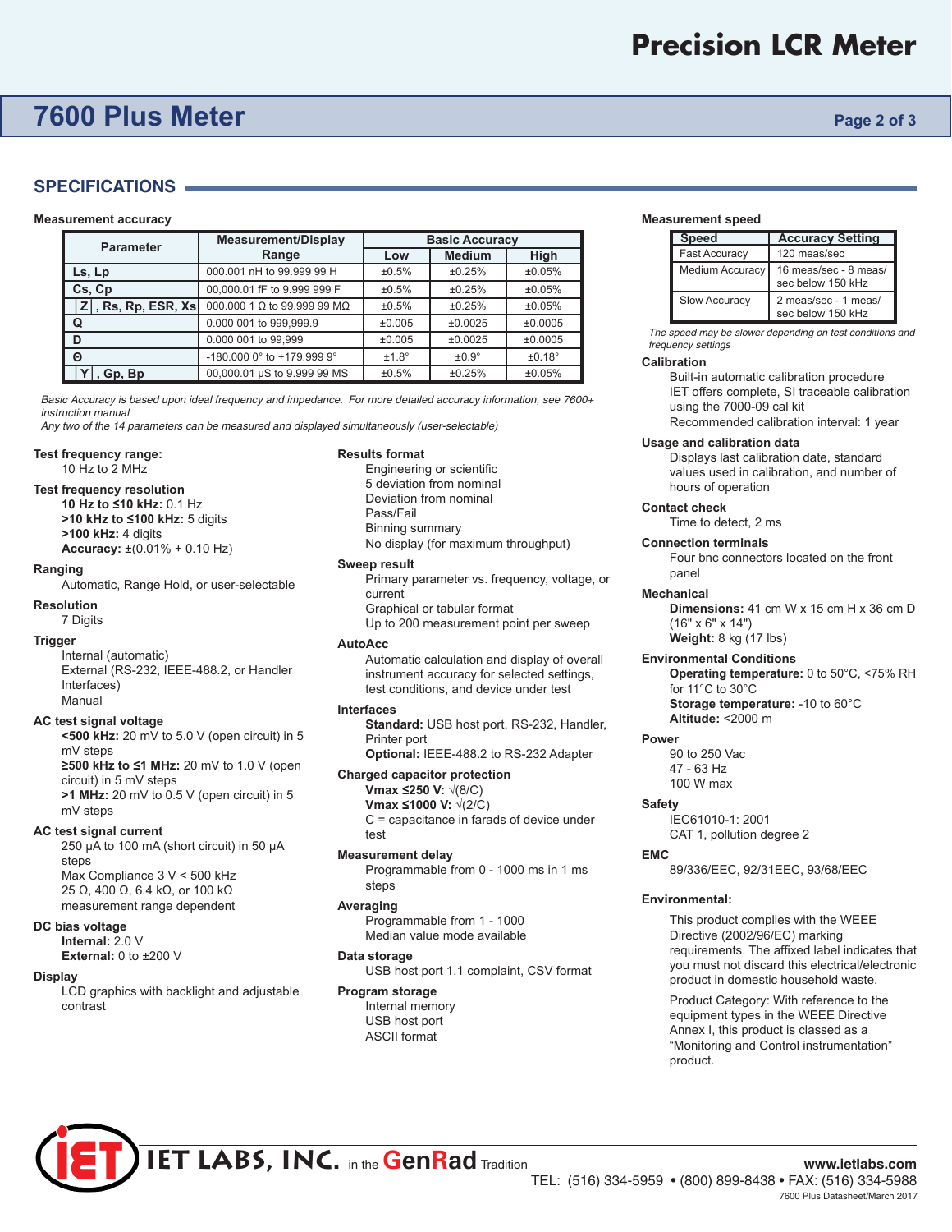## SPECIFICATIONS

**Measurement accuracy**

| Parameter | Measurement/Display Range | Basic Accuracy | | |
|---|---|---|---|---|
| | | Low | Medium | High |
| Ls, Lp | 000.001 nH to 99.999 99 H | ±0.5% | ±0.25% | ±0.05% |
| Cs, Cp | 00,000.01 fF to 9.999 999 F | ±0.5% | ±0.25% | ±0.05% |
| \|Z\|, Rs, Rp, ESR, Xs | 000.000 1 Ω to 99.999 99 MΩ | ±0.5% | ±0.25% | ±0.05% |
| Q | 0.000 001 to 999,999.9 | ±0.005 | ±0.0025 | ±0.0005 |
| D | 0.000 001 to 99,999 | ±0.005 | ±0.0025 | ±0.0005 |
| Θ | -180.000 0° to +179.999 9° | ±1.8° | ±0.9° | ±0.18° |
| \|Y\|, Gp, Bp | 00,000.01 µS to 9.999 99 MS | ±0.5% | ±0.25% | ±0.05% |

*Basic Accuracy is based upon ideal frequency and impedance. For more detailed accuracy information, see 7600+ instruction manual*
*Any two of the 14 parameters can be measured and displayed simultaneously (user-selectable)*

**Test frequency range:**
10 Hz to 2 MHz

**Test frequency resolution**
**10 Hz to ≤10 kHz:** 0.1 Hz
**>10 kHz to ≤100 kHz:** 5 digits
**>100 kHz:** 4 digits
**Accuracy:** ±(0.01% + 0.10 Hz)

**Ranging**
Automatic, Range Hold, or user-selectable

**Resolution**
7 Digits

**Trigger**
Internal (automatic)
External (RS-232, IEEE-488.2, or Handler Interfaces)
Manual

**AC test signal voltage**
**<500 kHz:** 20 mV to 5.0 V (open circuit) in 5 mV steps
**≥500 kHz to ≤1 MHz:** 20 mV to 1.0 V (open circuit) in 5 mV steps
**>1 MHz:** 20 mV to 0.5 V (open circuit) in 5 mV steps

**AC test signal current**
250 µA to 100 mA (short circuit) in 50 µA steps
Max Compliance 3 V < 500 kHz
25 Ω, 400 Ω, 6.4 kΩ, or 100 kΩ measurement range dependent

**DC bias voltage**
**Internal:** 2.0 V
**External:** 0 to ±200 V

**Display**
LCD graphics with backlight and adjustable contrast

**Results format**
Engineering or scientific
5 deviation from nominal
Deviation from nominal
Pass/Fail
Binning summary
No display (for maximum throughput)

**Sweep result**
Primary parameter vs. frequency, voltage, or current
Graphical or tabular format
Up to 200 measurement point per sweep

**AutoAcc**
Automatic calculation and display of overall instrument accuracy for selected settings, test conditions, and device under test

**Interfaces**
**Standard:** USB host port, RS-232, Handler, Printer port
**Optional:** IEEE-488.2 to RS-232 Adapter

**Charged capacitor protection**
**Vmax ≤250 V:** $\sqrt{(8/C)}$
**Vmax ≤1000 V:** $\sqrt{(2/C)}$
C = capacitance in farads of device under test

**Measurement delay**
Programmable from 0 - 1000 ms in 1 ms steps

**Averaging**
Programmable from 1 - 1000
Median value mode available

**Data storage**
USB host port 1.1 complaint, CSV format

**Program storage**
Internal memory
USB host port
ASCII format

**Measurement speed**

| Speed | Accuracy Setting |
|---|---|
| Fast Accuracy | 120 meas/sec |
| Medium Accuracy | 16 meas/sec - 8 meas/sec below 150 kHz |
| Slow Accuracy | 2 meas/sec - 1 meas/sec below 150 kHz |

*The speed may be slower depending on test conditions and frequency settings*

**Calibration**
Built-in automatic calibration procedure
IET offers complete, SI traceable calibration using the 7000-09 cal kit
Recommended calibration interval: 1 year

**Usage and calibration data**
Displays last calibration date, standard values used in calibration, and number of hours of operation

**Contact check**
Time to detect, 2 ms

**Connection terminals**
Four bnc connectors located on the front panel

**Mechanical**
**Dimensions:** 41 cm W x 15 cm H x 36 cm D (16" x 6" x 14")
**Weight:** 8 kg (17 lbs)

**Environmental Conditions**
**Operating temperature:** 0 to 50°C, <75% RH for 11°C to 30°C
**Storage temperature:** -10 to 60°C
**Altitude:** <2000 m

**Power**
90 to 250 Vac
47 - 63 Hz
100 W max

**Safety**
IEC61010-1: 2001
CAT 1, pollution degree 2

**EMC**
89/336/EEC, 92/31EEC, 93/68/EEC

**Environmental:**

This product complies with the WEEE Directive (2002/96/EC) marking requirements. The affixed label indicates that you must not discard this electrical/electronic product in domestic household waste.

Product Category: With reference to the equipment types in the WEEE Directive Annex I, this product is classed as a "Monitoring and Control instrumentation" product.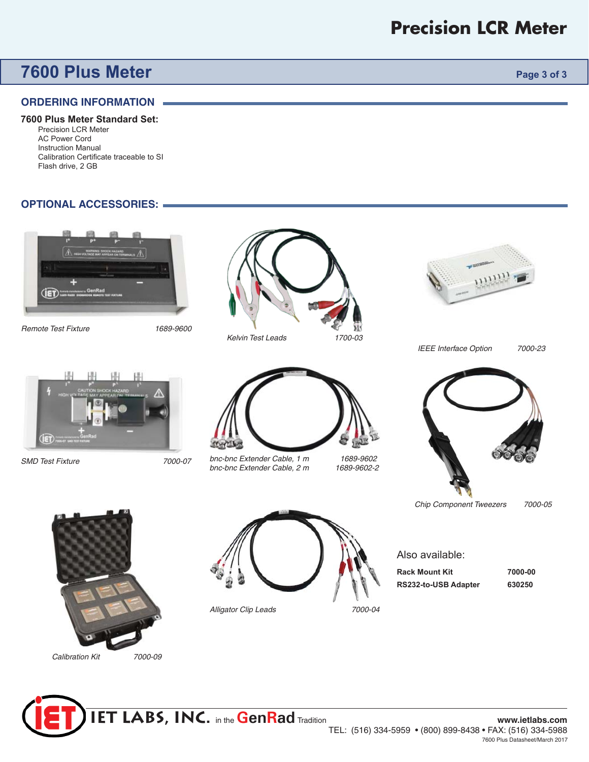## ORDERING INFORMATION

**7600 Plus Meter Standard Set:**

- Precision LCR Meter
- AC Power Cord
- Instruction Manual
- Calibration Certificate traceable to SI
- Flash drive, 2 GB

## OPTIONAL ACCESSORIES:

*Remote Test Fixture* 1689-9600

*Kelvin Test Leads* 1700-03

*IEEE Interface Option* 7000-23

*SMD Test Fixture* 7000-07

*bnc-bnc Extender Cable, 1 m* 1689-9602
*bnc-bnc Extender Cable, 2 m* 1689-9602-2

*Chip Component Tweezers* 7000-05

*Calibration Kit* 7000-09

*Alligator Clip Leads* 7000-04

Also available:

| | |
|---|---|
| **Rack Mount Kit** | **7000-00** |
| **RS232-to-USB Adapter** | **630250** |

IET LABS, INC. in the GenRad Tradition

**www.ietlabs.com**
TEL: (516) 334-5959 • (800) 899-8438 • FAX: (516) 334-5988
7600 Plus Datasheet/March 2017